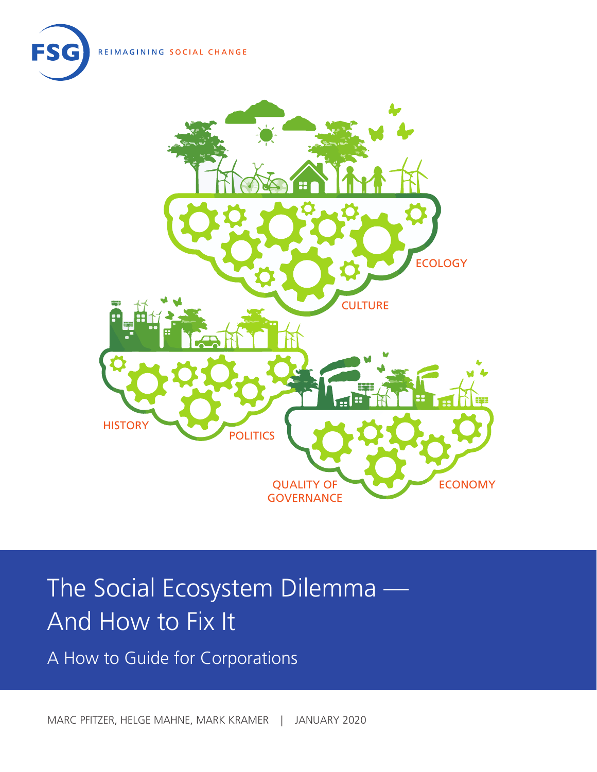FSG REIMAGINING SOCIAL CHANGE

ECOLOGY

CULTURE

HISTORY

POLITICS

QUALITY OF GOVERNANCE

ECONOMY

# The Social Ecosystem Dilemma — And How to Fix It

## A How to Guide for Corporations

MARC PFITZER, HELGE MAHNE, MARK KRAMER | JANUARY 2020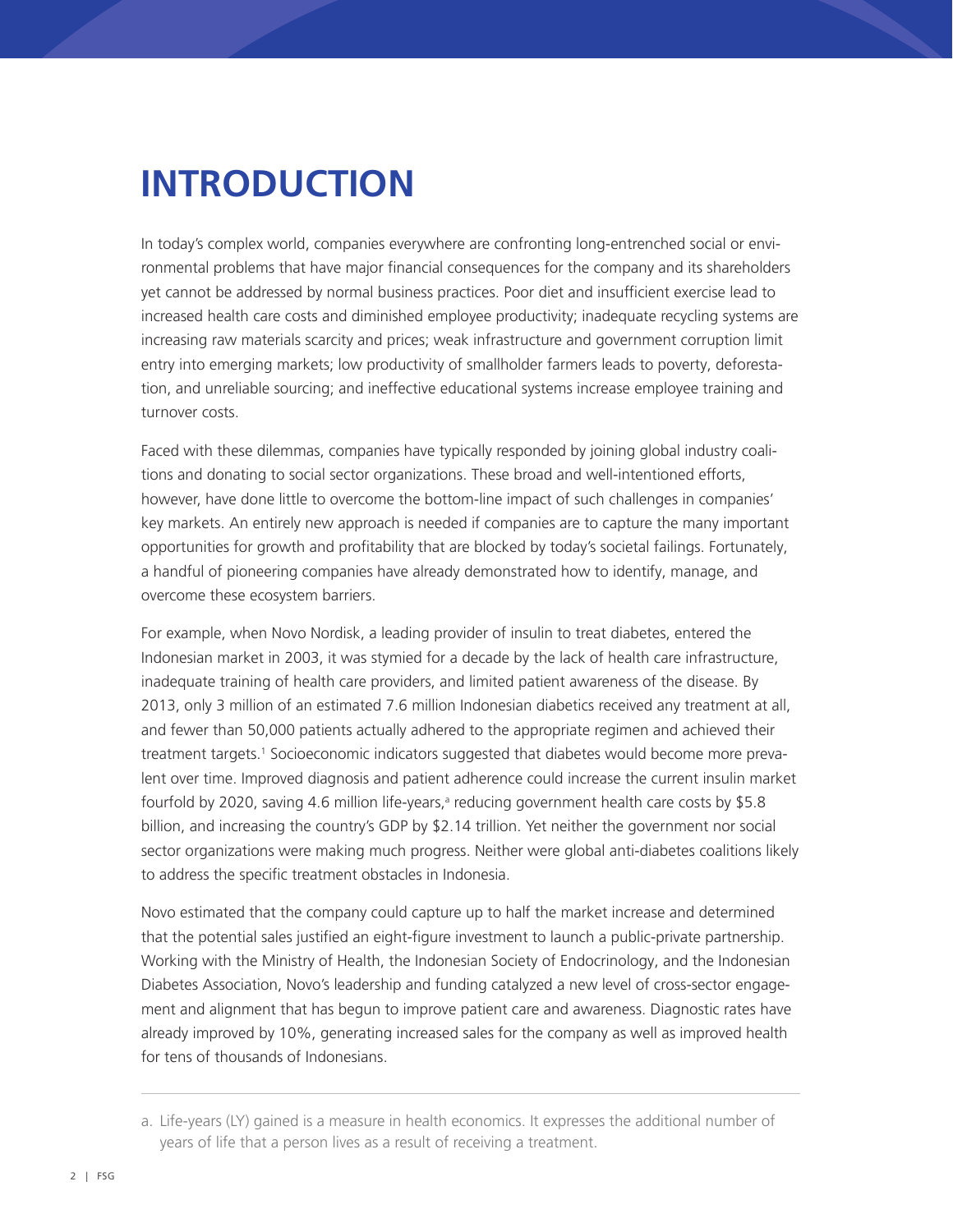# INTRODUCTION

In today's complex world, companies everywhere are confronting long-entrenched social or environmental problems that have major financial consequences for the company and its shareholders yet cannot be addressed by normal business practices. Poor diet and insufficient exercise lead to increased health care costs and diminished employee productivity; inadequate recycling systems are increasing raw materials scarcity and prices; weak infrastructure and government corruption limit entry into emerging markets; low productivity of smallholder farmers leads to poverty, deforestation, and unreliable sourcing; and ineffective educational systems increase employee training and turnover costs.

Faced with these dilemmas, companies have typically responded by joining global industry coalitions and donating to social sector organizations. These broad and well-intentioned efforts, however, have done little to overcome the bottom-line impact of such challenges in companies' key markets. An entirely new approach is needed if companies are to capture the many important opportunities for growth and profitability that are blocked by today's societal failings. Fortunately, a handful of pioneering companies have already demonstrated how to identify, manage, and overcome these ecosystem barriers.

For example, when Novo Nordisk, a leading provider of insulin to treat diabetes, entered the Indonesian market in 2003, it was stymied for a decade by the lack of health care infrastructure, inadequate training of health care providers, and limited patient awareness of the disease. By 2013, only 3 million of an estimated 7.6 million Indonesian diabetics received any treatment at all, and fewer than 50,000 patients actually adhered to the appropriate regimen and achieved their treatment targets.[1] Socioeconomic indicators suggested that diabetes would become more prevalent over time. Improved diagnosis and patient adherence could increase the current insulin market fourfold by 2020, saving 4.6 million life-years,[a] reducing government health care costs by $5.8 billion, and increasing the country's GDP by $2.14 trillion. Yet neither the government nor social sector organizations were making much progress. Neither were global anti-diabetes coalitions likely to address the specific treatment obstacles in Indonesia.

Novo estimated that the company could capture up to half the market increase and determined that the potential sales justified an eight-figure investment to launch a public-private partnership. Working with the Ministry of Health, the Indonesian Society of Endocrinology, and the Indonesian Diabetes Association, Novo's leadership and funding catalyzed a new level of cross-sector engagement and alignment that has begun to improve patient care and awareness. Diagnostic rates have already improved by 10%, generating increased sales for the company as well as improved health for tens of thousands of Indonesians.

---

a. Life-years (LY) gained is a measure in health economics. It expresses the additional number of years of life that a person lives as a result of receiving a treatment.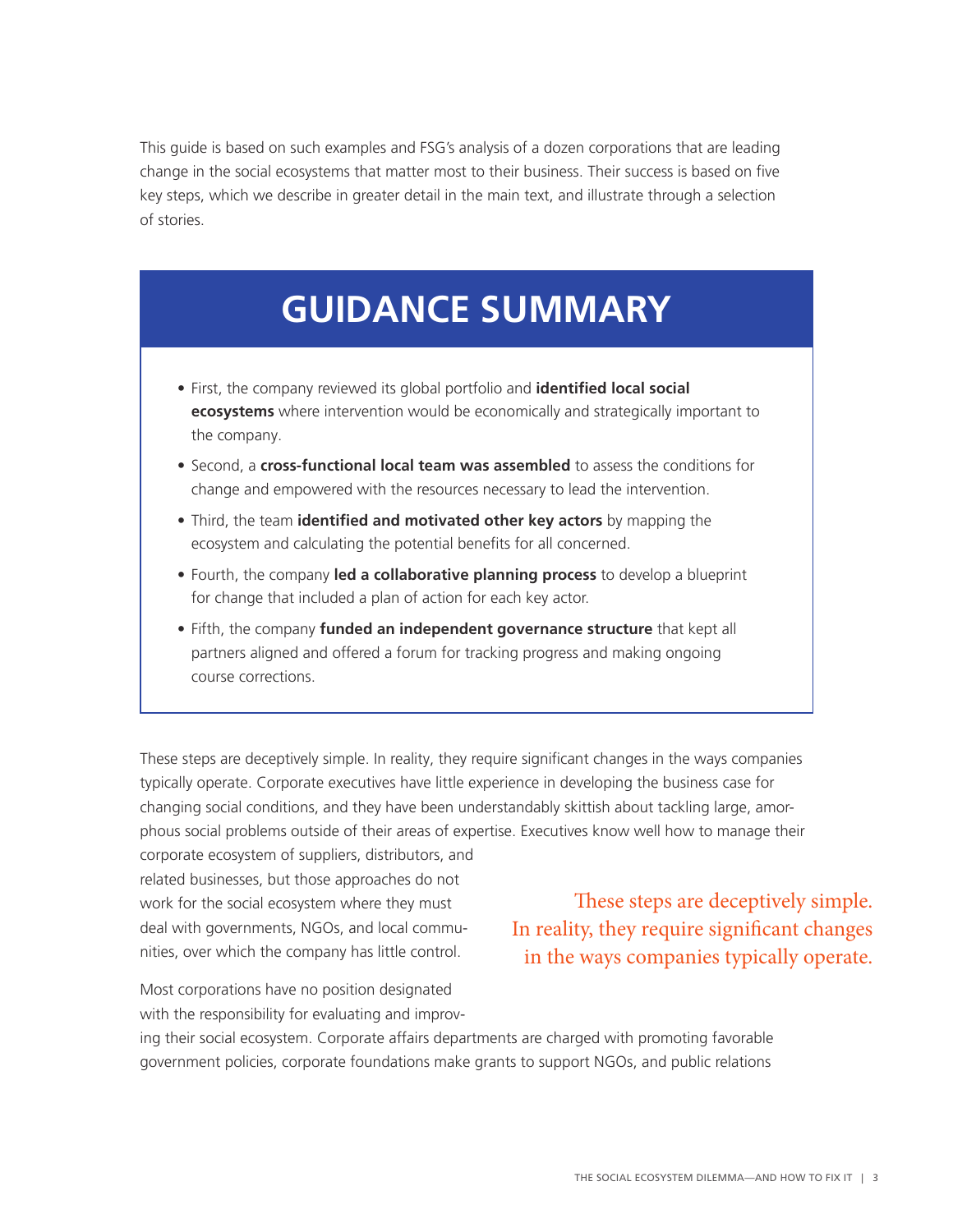This guide is based on such examples and FSG's analysis of a dozen corporations that are leading change in the social ecosystems that matter most to their business. Their success is based on five key steps, which we describe in greater detail in the main text, and illustrate through a selection of stories.

## GUIDANCE SUMMARY

- First, the company reviewed its global portfolio and **identified local social ecosystems** where intervention would be economically and strategically important to the company.
- Second, a **cross-functional local team was assembled** to assess the conditions for change and empowered with the resources necessary to lead the intervention.
- Third, the team **identified and motivated other key actors** by mapping the ecosystem and calculating the potential benefits for all concerned.
- Fourth, the company **led a collaborative planning process** to develop a blueprint for change that included a plan of action for each key actor.
- Fifth, the company **funded an independent governance structure** that kept all partners aligned and offered a forum for tracking progress and making ongoing course corrections.

These steps are deceptively simple. In reality, they require significant changes in the ways companies typically operate. Corporate executives have little experience in developing the business case for changing social conditions, and they have been understandably skittish about tackling large, amorphous social problems outside of their areas of expertise. Executives know well how to manage their corporate ecosystem of suppliers, distributors, and related businesses, but those approaches do not work for the social ecosystem where they must deal with governments, NGOs, and local communities, over which the company has little control.

> These steps are deceptively simple. In reality, they require significant changes in the ways companies typically operate.

Most corporations have no position designated with the responsibility for evaluating and improving their social ecosystem. Corporate affairs departments are charged with promoting favorable government policies, corporate foundations make grants to support NGOs, and public relations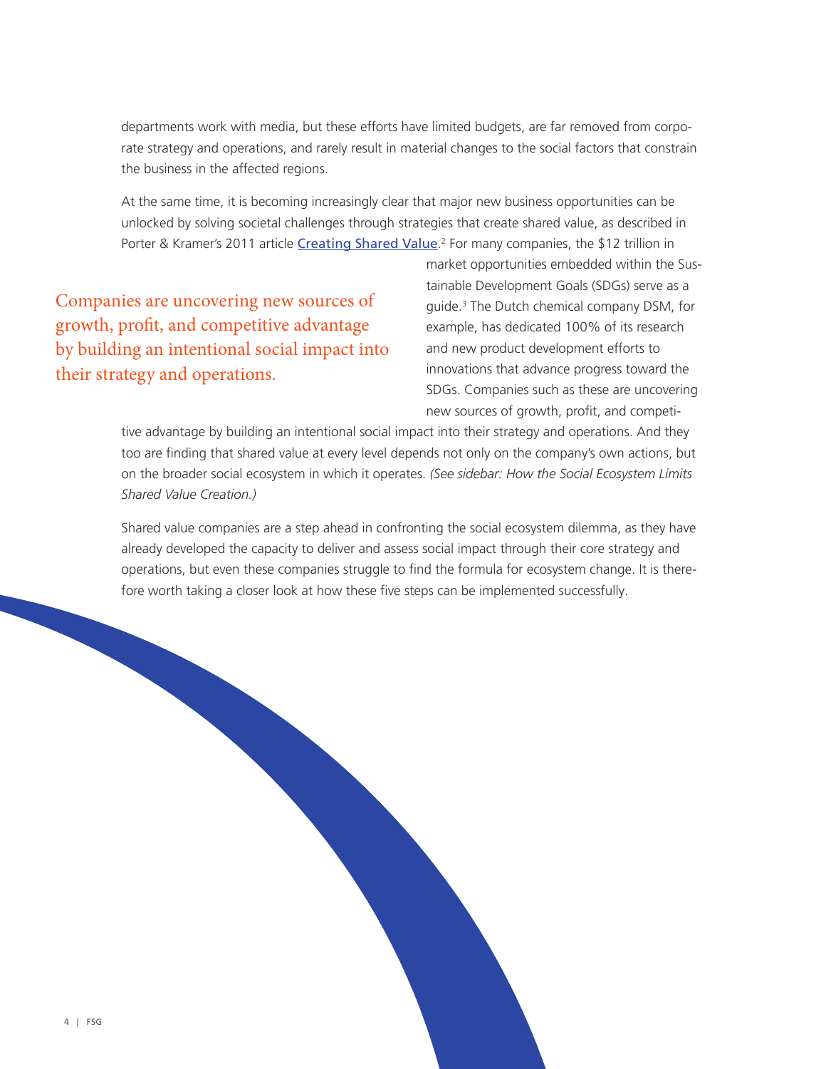departments work with media, but these efforts have limited budgets, are far removed from corporate strategy and operations, and rarely result in material changes to the social factors that constrain the business in the affected regions.

At the same time, it is becoming increasingly clear that major new business opportunities can be unlocked by solving societal challenges through strategies that create shared value, as described in Porter & Kramer's 2011 article Creating Shared Value.[2] For many companies, the $12 trillion in market opportunities embedded within the Sustainable Development Goals (SDGs) serve as a guide.[3] The Dutch chemical company DSM, for example, has dedicated 100% of its research and new product development efforts to innovations that advance progress toward the SDGs. Companies such as these are uncovering new sources of growth, profit, and competitive advantage by building an intentional social impact into their strategy and operations. And they too are finding that shared value at every level depends not only on the company's own actions, but on the broader social ecosystem in which it operates. *(See sidebar: How the Social Ecosystem Limits Shared Value Creation.)*

> Companies are uncovering new sources of growth, profit, and competitive advantage by building an intentional social impact into their strategy and operations.

Shared value companies are a step ahead in confronting the social ecosystem dilemma, as they have already developed the capacity to deliver and assess social impact through their core strategy and operations, but even these companies struggle to find the formula for ecosystem change. It is therefore worth taking a closer look at how these five steps can be implemented successfully.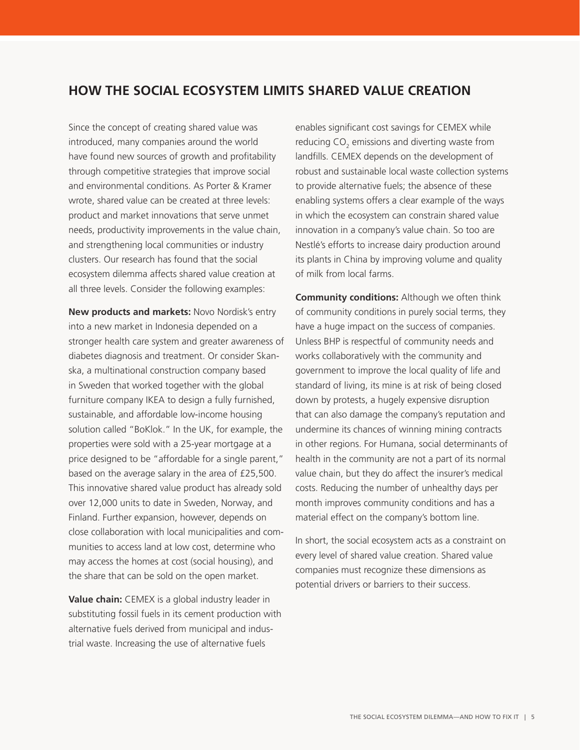## HOW THE SOCIAL ECOSYSTEM LIMITS SHARED VALUE CREATION

Since the concept of creating shared value was introduced, many companies around the world have found new sources of growth and profitability through competitive strategies that improve social and environmental conditions. As Porter & Kramer wrote, shared value can be created at three levels: product and market innovations that serve unmet needs, productivity improvements in the value chain, and strengthening local communities or industry clusters. Our research has found that the social ecosystem dilemma affects shared value creation at all three levels. Consider the following examples:

**New products and markets:** Novo Nordisk's entry into a new market in Indonesia depended on a stronger health care system and greater awareness of diabetes diagnosis and treatment. Or consider Skanska, a multinational construction company based in Sweden that worked together with the global furniture company IKEA to design a fully furnished, sustainable, and affordable low-income housing solution called "BoKlok." In the UK, for example, the properties were sold with a 25-year mortgage at a price designed to be "affordable for a single parent," based on the average salary in the area of £25,500. This innovative shared value product has already sold over 12,000 units to date in Sweden, Norway, and Finland. Further expansion, however, depends on close collaboration with local municipalities and communities to access land at low cost, determine who may access the homes at cost (social housing), and the share that can be sold on the open market.

**Value chain:** CEMEX is a global industry leader in substituting fossil fuels in its cement production with alternative fuels derived from municipal and industrial waste. Increasing the use of alternative fuels enables significant cost savings for CEMEX while reducing $CO_2$ emissions and diverting waste from landfills. CEMEX depends on the development of robust and sustainable local waste collection systems to provide alternative fuels; the absence of these enabling systems offers a clear example of the ways in which the ecosystem can constrain shared value innovation in a company's value chain. So too are Nestlé's efforts to increase dairy production around its plants in China by improving volume and quality of milk from local farms.

**Community conditions:** Although we often think of community conditions in purely social terms, they have a huge impact on the success of companies. Unless BHP is respectful of community needs and works collaboratively with the community and government to improve the local quality of life and standard of living, its mine is at risk of being closed down by protests, a hugely expensive disruption that can also damage the company's reputation and undermine its chances of winning mining contracts in other regions. For Humana, social determinants of health in the community are not a part of its normal value chain, but they do affect the insurer's medical costs. Reducing the number of unhealthy days per month improves community conditions and has a material effect on the company's bottom line.

In short, the social ecosystem acts as a constraint on every level of shared value creation. Shared value companies must recognize these dimensions as potential drivers or barriers to their success.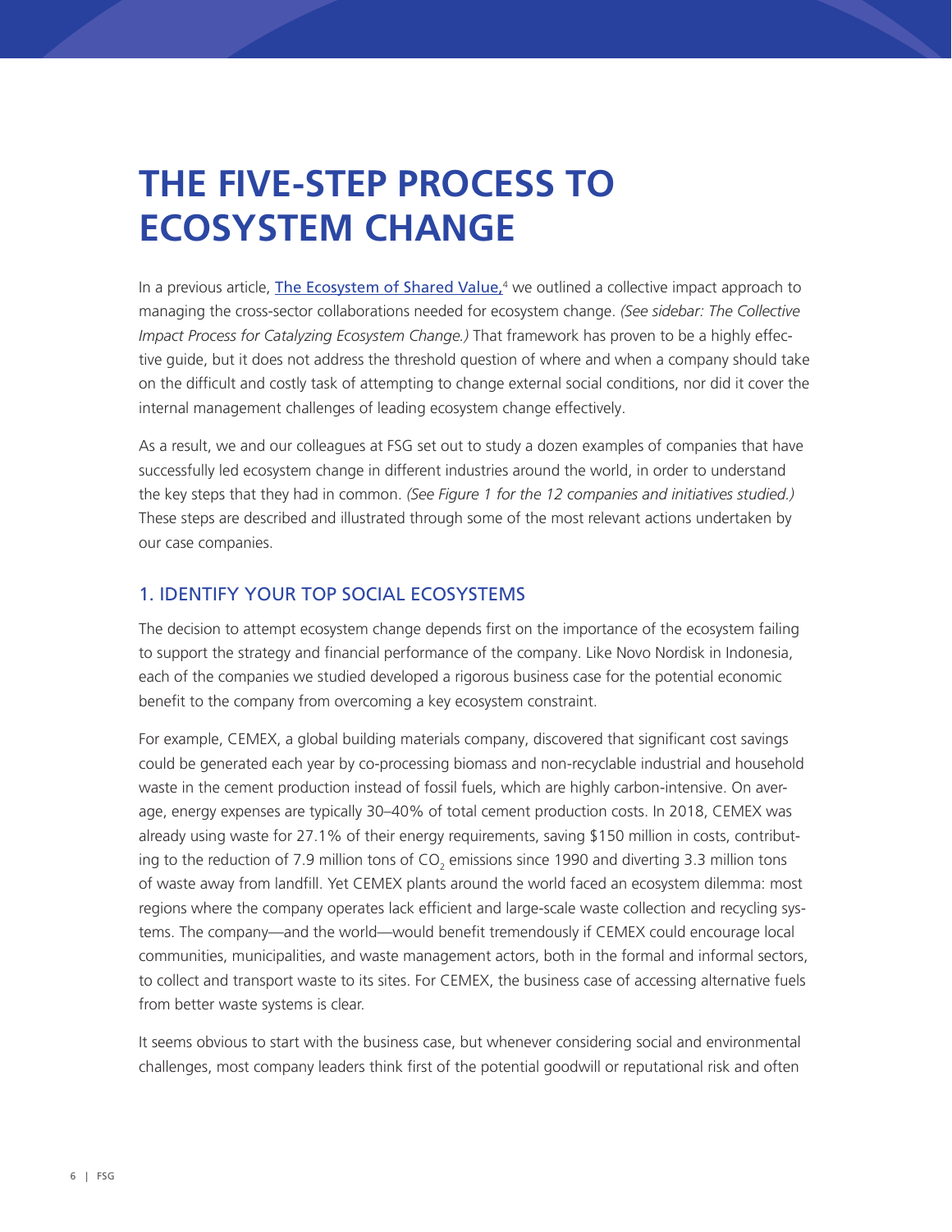# THE FIVE-STEP PROCESS TO ECOSYSTEM CHANGE

In a previous article, [The Ecosystem of Shared Value,][4] we outlined a collective impact approach to managing the cross-sector collaborations needed for ecosystem change. *(See sidebar: The Collective Impact Process for Catalyzing Ecosystem Change.)* That framework has proven to be a highly effective guide, but it does not address the threshold question of where and when a company should take on the difficult and costly task of attempting to change external social conditions, nor did it cover the internal management challenges of leading ecosystem change effectively.

As a result, we and our colleagues at FSG set out to study a dozen examples of companies that have successfully led ecosystem change in different industries around the world, in order to understand the key steps that they had in common. *(See Figure 1 for the 12 companies and initiatives studied.)* These steps are described and illustrated through some of the most relevant actions undertaken by our case companies.

## 1. IDENTIFY YOUR TOP SOCIAL ECOSYSTEMS

The decision to attempt ecosystem change depends first on the importance of the ecosystem failing to support the strategy and financial performance of the company. Like Novo Nordisk in Indonesia, each of the companies we studied developed a rigorous business case for the potential economic benefit to the company from overcoming a key ecosystem constraint.

For example, CEMEX, a global building materials company, discovered that significant cost savings could be generated each year by co-processing biomass and non-recyclable industrial and household waste in the cement production instead of fossil fuels, which are highly carbon-intensive. On average, energy expenses are typically 30–40% of total cement production costs. In 2018, CEMEX was already using waste for 27.1% of their energy requirements, saving \$150 million in costs, contributing to the reduction of 7.9 million tons of $CO_2$ emissions since 1990 and diverting 3.3 million tons of waste away from landfill. Yet CEMEX plants around the world faced an ecosystem dilemma: most regions where the company operates lack efficient and large-scale waste collection and recycling systems. The company—and the world—would benefit tremendously if CEMEX could encourage local communities, municipalities, and waste management actors, both in the formal and informal sectors, to collect and transport waste to its sites. For CEMEX, the business case of accessing alternative fuels from better waste systems is clear.

It seems obvious to start with the business case, but whenever considering social and environmental challenges, most company leaders think first of the potential goodwill or reputational risk and often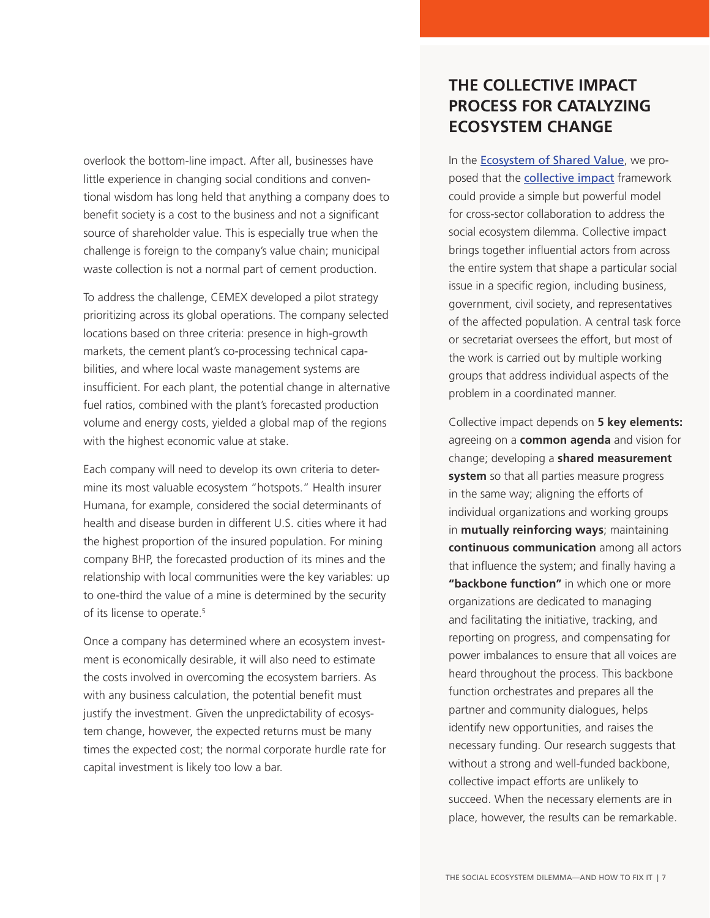overlook the bottom-line impact. After all, businesses have little experience in changing social conditions and conventional wisdom has long held that anything a company does to benefit society is a cost to the business and not a significant source of shareholder value. This is especially true when the challenge is foreign to the company's value chain; municipal waste collection is not a normal part of cement production.

To address the challenge, CEMEX developed a pilot strategy prioritizing across its global operations. The company selected locations based on three criteria: presence in high-growth markets, the cement plant's co-processing technical capabilities, and where local waste management systems are insufficient. For each plant, the potential change in alternative fuel ratios, combined with the plant's forecasted production volume and energy costs, yielded a global map of the regions with the highest economic value at stake.

Each company will need to develop its own criteria to determine its most valuable ecosystem "hotspots." Health insurer Humana, for example, considered the social determinants of health and disease burden in different U.S. cities where it had the highest proportion of the insured population. For mining company BHP, the forecasted production of its mines and the relationship with local communities were the key variables: up to one-third the value of a mine is determined by the security of its license to operate.[5]

Once a company has determined where an ecosystem investment is economically desirable, it will also need to estimate the costs involved in overcoming the ecosystem barriers. As with any business calculation, the potential benefit must justify the investment. Given the unpredictability of ecosystem change, however, the expected returns must be many times the expected cost; the normal corporate hurdle rate for capital investment is likely too low a bar.

## THE COLLECTIVE IMPACT PROCESS FOR CATALYZING ECOSYSTEM CHANGE

In the Ecosystem of Shared Value, we proposed that the collective impact framework could provide a simple but powerful model for cross-sector collaboration to address the social ecosystem dilemma. Collective impact brings together influential actors from across the entire system that shape a particular social issue in a specific region, including business, government, civil society, and representatives of the affected population. A central task force or secretariat oversees the effort, but most of the work is carried out by multiple working groups that address individual aspects of the problem in a coordinated manner.

Collective impact depends on **5 key elements:** agreeing on a **common agenda** and vision for change; developing a **shared measurement system** so that all parties measure progress in the same way; aligning the efforts of individual organizations and working groups in **mutually reinforcing ways**; maintaining **continuous communication** among all actors that influence the system; and finally having a **"backbone function"** in which one or more organizations are dedicated to managing and facilitating the initiative, tracking, and reporting on progress, and compensating for power imbalances to ensure that all voices are heard throughout the process. This backbone function orchestrates and prepares all the partner and community dialogues, helps identify new opportunities, and raises the necessary funding. Our research suggests that without a strong and well-funded backbone, collective impact efforts are unlikely to succeed. When the necessary elements are in place, however, the results can be remarkable.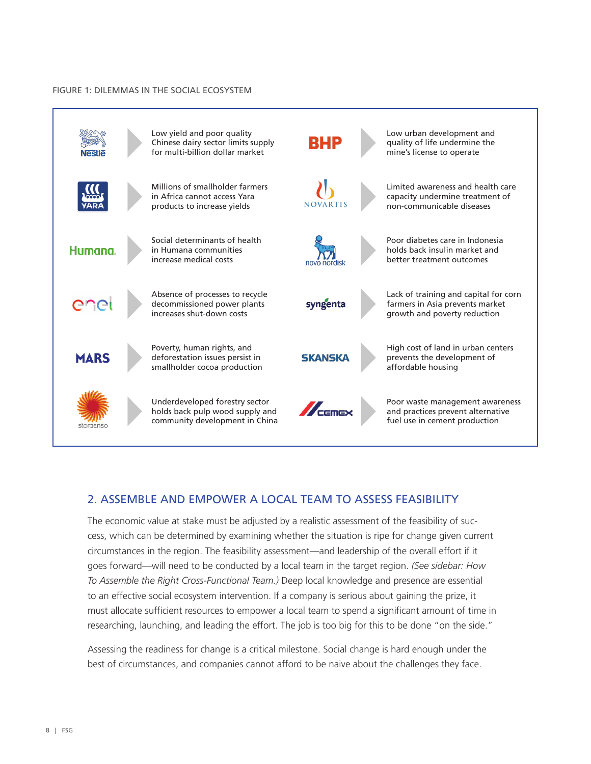FIGURE 1: DILEMMAS IN THE SOCIAL ECOSYSTEM

| Company | Dilemma | Company | Dilemma |
| --- | --- | --- | --- |
| Nestlé | Low yield and poor quality Chinese dairy sector limits supply for multi-billion dollar market | BHP | Low urban development and quality of life undermine the mine's license to operate |
| YARA | Millions of smallholder farmers in Africa cannot access Yara products to increase yields | NOVARTIS | Limited awareness and health care capacity undermine treatment of non-communicable diseases |
| Humana | Social determinants of health in Humana communities increase medical costs | novo nordisk | Poor diabetes care in Indonesia holds back insulin market and better treatment outcomes |
| enel | Absence of processes to recycle decommissioned power plants increases shut-down costs | syngenta | Lack of training and capital for corn farmers in Asia prevents market growth and poverty reduction |
| MARS | Poverty, human rights, and deforestation issues persist in smallholder cocoa production | SKANSKA | High cost of land in urban centers prevents the development of affordable housing |
| storaenso | Underdeveloped forestry sector holds back pulp wood supply and community development in China | CEMEX | Poor waste management awareness and practices prevent alternative fuel use in cement production |

## 2. ASSEMBLE AND EMPOWER A LOCAL TEAM TO ASSESS FEASIBILITY

The economic value at stake must be adjusted by a realistic assessment of the feasibility of success, which can be determined by examining whether the situation is ripe for change given current circumstances in the region. The feasibility assessment—and leadership of the overall effort if it goes forward—will need to be conducted by a local team in the target region. *(See sidebar: How To Assemble the Right Cross-Functional Team.)* Deep local knowledge and presence are essential to an effective social ecosystem intervention. If a company is serious about gaining the prize, it must allocate sufficient resources to empower a local team to spend a significant amount of time in researching, launching, and leading the effort. The job is too big for this to be done "on the side."

Assessing the readiness for change is a critical milestone. Social change is hard enough under the best of circumstances, and companies cannot afford to be naive about the challenges they face.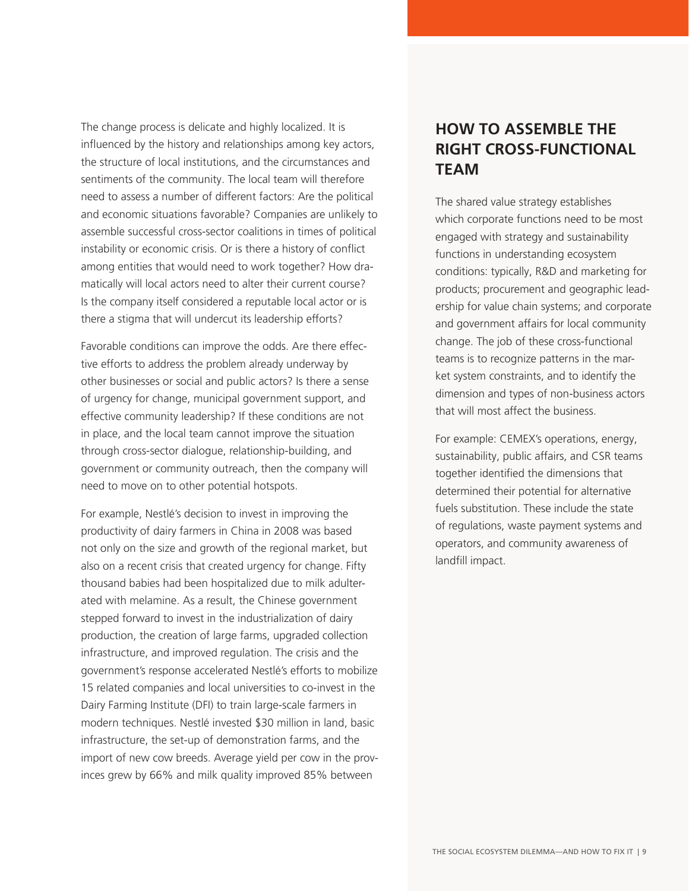The change process is delicate and highly localized. It is influenced by the history and relationships among key actors, the structure of local institutions, and the circumstances and sentiments of the community. The local team will therefore need to assess a number of different factors: Are the political and economic situations favorable? Companies are unlikely to assemble successful cross-sector coalitions in times of political instability or economic crisis. Or is there a history of conflict among entities that would need to work together? How dramatically will local actors need to alter their current course? Is the company itself considered a reputable local actor or is there a stigma that will undercut its leadership efforts?

Favorable conditions can improve the odds. Are there effective efforts to address the problem already underway by other businesses or social and public actors? Is there a sense of urgency for change, municipal government support, and effective community leadership? If these conditions are not in place, and the local team cannot improve the situation through cross-sector dialogue, relationship-building, and government or community outreach, then the company will need to move on to other potential hotspots.

For example, Nestlé's decision to invest in improving the productivity of dairy farmers in China in 2008 was based not only on the size and growth of the regional market, but also on a recent crisis that created urgency for change. Fifty thousand babies had been hospitalized due to milk adulterated with melamine. As a result, the Chinese government stepped forward to invest in the industrialization of dairy production, the creation of large farms, upgraded collection infrastructure, and improved regulation. The crisis and the government's response accelerated Nestlé's efforts to mobilize 15 related companies and local universities to co-invest in the Dairy Farming Institute (DFI) to train large-scale farmers in modern techniques. Nestlé invested $30 million in land, basic infrastructure, the set-up of demonstration farms, and the import of new cow breeds. Average yield per cow in the provinces grew by 66% and milk quality improved 85% between

## HOW TO ASSEMBLE THE RIGHT CROSS-FUNCTIONAL TEAM

The shared value strategy establishes which corporate functions need to be most engaged with strategy and sustainability functions in understanding ecosystem conditions: typically, R&D and marketing for products; procurement and geographic leadership for value chain systems; and corporate and government affairs for local community change. The job of these cross-functional teams is to recognize patterns in the market system constraints, and to identify the dimension and types of non-business actors that will most affect the business.

For example: CEMEX's operations, energy, sustainability, public affairs, and CSR teams together identified the dimensions that determined their potential for alternative fuels substitution. These include the state of regulations, waste payment systems and operators, and community awareness of landfill impact.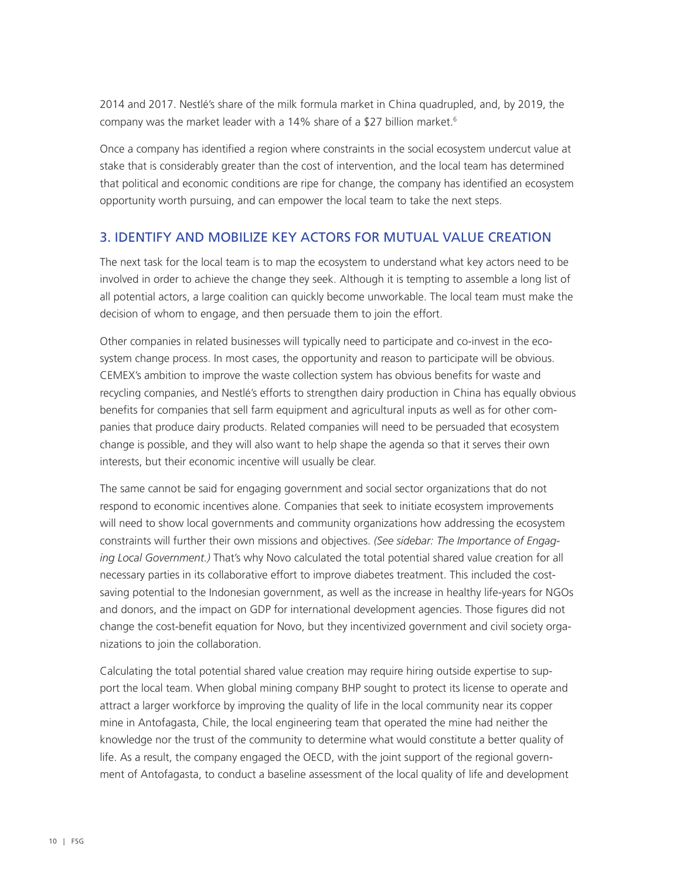2014 and 2017. Nestlé's share of the milk formula market in China quadrupled, and, by 2019, the company was the market leader with a 14% share of a $27 billion market.[6]

Once a company has identified a region where constraints in the social ecosystem undercut value at stake that is considerably greater than the cost of intervention, and the local team has determined that political and economic conditions are ripe for change, the company has identified an ecosystem opportunity worth pursuing, and can empower the local team to take the next steps.

## 3. IDENTIFY AND MOBILIZE KEY ACTORS FOR MUTUAL VALUE CREATION

The next task for the local team is to map the ecosystem to understand what key actors need to be involved in order to achieve the change they seek. Although it is tempting to assemble a long list of all potential actors, a large coalition can quickly become unworkable. The local team must make the decision of whom to engage, and then persuade them to join the effort.

Other companies in related businesses will typically need to participate and co-invest in the ecosystem change process. In most cases, the opportunity and reason to participate will be obvious. CEMEX's ambition to improve the waste collection system has obvious benefits for waste and recycling companies, and Nestlé's efforts to strengthen dairy production in China has equally obvious benefits for companies that sell farm equipment and agricultural inputs as well as for other companies that produce dairy products. Related companies will need to be persuaded that ecosystem change is possible, and they will also want to help shape the agenda so that it serves their own interests, but their economic incentive will usually be clear.

The same cannot be said for engaging government and social sector organizations that do not respond to economic incentives alone. Companies that seek to initiate ecosystem improvements will need to show local governments and community organizations how addressing the ecosystem constraints will further their own missions and objectives. *(See sidebar: The Importance of Engaging Local Government.)* That's why Novo calculated the total potential shared value creation for all necessary parties in its collaborative effort to improve diabetes treatment. This included the cost-saving potential to the Indonesian government, as well as the increase in healthy life-years for NGOs and donors, and the impact on GDP for international development agencies. Those figures did not change the cost-benefit equation for Novo, but they incentivized government and civil society organizations to join the collaboration.

Calculating the total potential shared value creation may require hiring outside expertise to support the local team. When global mining company BHP sought to protect its license to operate and attract a larger workforce by improving the quality of life in the local community near its copper mine in Antofagasta, Chile, the local engineering team that operated the mine had neither the knowledge nor the trust of the community to determine what would constitute a better quality of life. As a result, the company engaged the OECD, with the joint support of the regional government of Antofagasta, to conduct a baseline assessment of the local quality of life and development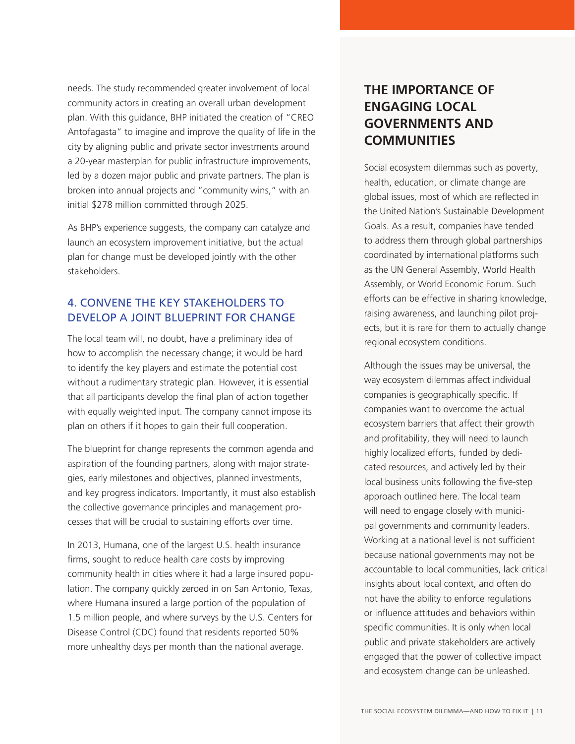needs. The study recommended greater involvement of local community actors in creating an overall urban development plan. With this guidance, BHP initiated the creation of "CREO Antofagasta" to imagine and improve the quality of life in the city by aligning public and private sector investments around a 20-year masterplan for public infrastructure improvements, led by a dozen major public and private partners. The plan is broken into annual projects and "community wins," with an initial $278 million committed through 2025.

As BHP's experience suggests, the company can catalyze and launch an ecosystem improvement initiative, but the actual plan for change must be developed jointly with the other stakeholders.

### 4. CONVENE THE KEY STAKEHOLDERS TO DEVELOP A JOINT BLUEPRINT FOR CHANGE

The local team will, no doubt, have a preliminary idea of how to accomplish the necessary change; it would be hard to identify the key players and estimate the potential cost without a rudimentary strategic plan. However, it is essential that all participants develop the final plan of action together with equally weighted input. The company cannot impose its plan on others if it hopes to gain their full cooperation.

The blueprint for change represents the common agenda and aspiration of the founding partners, along with major strategies, early milestones and objectives, planned investments, and key progress indicators. Importantly, it must also establish the collective governance principles and management processes that will be crucial to sustaining efforts over time.

In 2013, Humana, one of the largest U.S. health insurance firms, sought to reduce health care costs by improving community health in cities where it had a large insured population. The company quickly zeroed in on San Antonio, Texas, where Humana insured a large portion of the population of 1.5 million people, and where surveys by the U.S. Centers for Disease Control (CDC) found that residents reported 50% more unhealthy days per month than the national average.

## THE IMPORTANCE OF ENGAGING LOCAL GOVERNMENTS AND COMMUNITIES

Social ecosystem dilemmas such as poverty, health, education, or climate change are global issues, most of which are reflected in the United Nation's Sustainable Development Goals. As a result, companies have tended to address them through global partnerships coordinated by international platforms such as the UN General Assembly, World Health Assembly, or World Economic Forum. Such efforts can be effective in sharing knowledge, raising awareness, and launching pilot projects, but it is rare for them to actually change regional ecosystem conditions.

Although the issues may be universal, the way ecosystem dilemmas affect individual companies is geographically specific. If companies want to overcome the actual ecosystem barriers that affect their growth and profitability, they will need to launch highly localized efforts, funded by dedicated resources, and actively led by their local business units following the five-step approach outlined here. The local team will need to engage closely with municipal governments and community leaders. Working at a national level is not sufficient because national governments may not be accountable to local communities, lack critical insights about local context, and often do not have the ability to enforce regulations or influence attitudes and behaviors within specific communities. It is only when local public and private stakeholders are actively engaged that the power of collective impact and ecosystem change can be unleashed.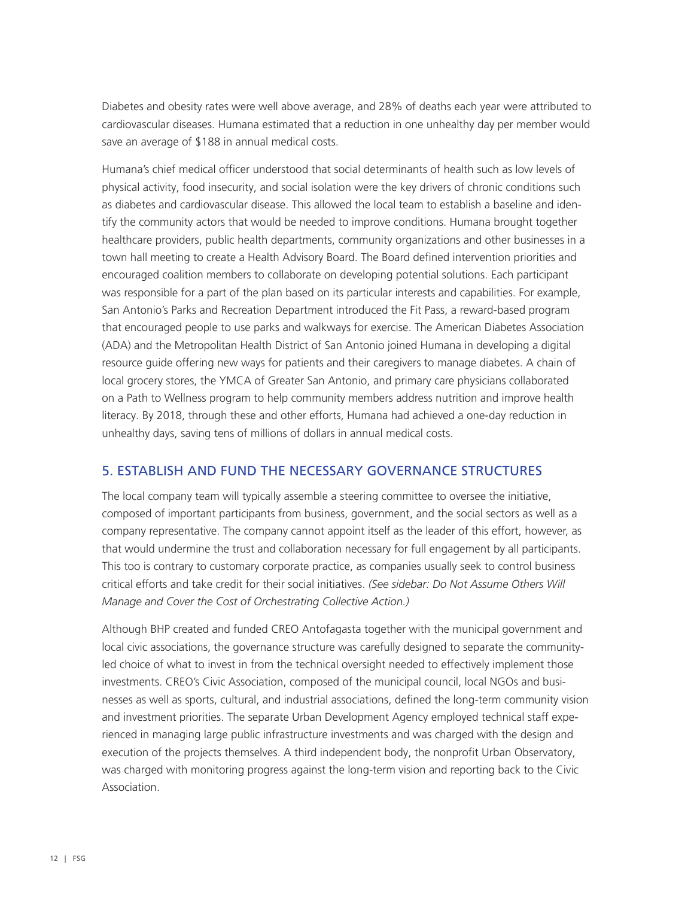Diabetes and obesity rates were well above average, and 28% of deaths each year were attributed to cardiovascular diseases. Humana estimated that a reduction in one unhealthy day per member would save an average of $188 in annual medical costs.

Humana's chief medical officer understood that social determinants of health such as low levels of physical activity, food insecurity, and social isolation were the key drivers of chronic conditions such as diabetes and cardiovascular disease. This allowed the local team to establish a baseline and identify the community actors that would be needed to improve conditions. Humana brought together healthcare providers, public health departments, community organizations and other businesses in a town hall meeting to create a Health Advisory Board. The Board defined intervention priorities and encouraged coalition members to collaborate on developing potential solutions. Each participant was responsible for a part of the plan based on its particular interests and capabilities. For example, San Antonio's Parks and Recreation Department introduced the Fit Pass, a reward-based program that encouraged people to use parks and walkways for exercise. The American Diabetes Association (ADA) and the Metropolitan Health District of San Antonio joined Humana in developing a digital resource guide offering new ways for patients and their caregivers to manage diabetes. A chain of local grocery stores, the YMCA of Greater San Antonio, and primary care physicians collaborated on a Path to Wellness program to help community members address nutrition and improve health literacy. By 2018, through these and other efforts, Humana had achieved a one-day reduction in unhealthy days, saving tens of millions of dollars in annual medical costs.

## 5. ESTABLISH AND FUND THE NECESSARY GOVERNANCE STRUCTURES

The local company team will typically assemble a steering committee to oversee the initiative, composed of important participants from business, government, and the social sectors as well as a company representative. The company cannot appoint itself as the leader of this effort, however, as that would undermine the trust and collaboration necessary for full engagement by all participants. This too is contrary to customary corporate practice, as companies usually seek to control business critical efforts and take credit for their social initiatives. *(See sidebar: Do Not Assume Others Will Manage and Cover the Cost of Orchestrating Collective Action.)*

Although BHP created and funded CREO Antofagasta together with the municipal government and local civic associations, the governance structure was carefully designed to separate the community-led choice of what to invest in from the technical oversight needed to effectively implement those investments. CREO's Civic Association, composed of the municipal council, local NGOs and businesses as well as sports, cultural, and industrial associations, defined the long-term community vision and investment priorities. The separate Urban Development Agency employed technical staff experienced in managing large public infrastructure investments and was charged with the design and execution of the projects themselves. A third independent body, the nonprofit Urban Observatory, was charged with monitoring progress against the long-term vision and reporting back to the Civic Association.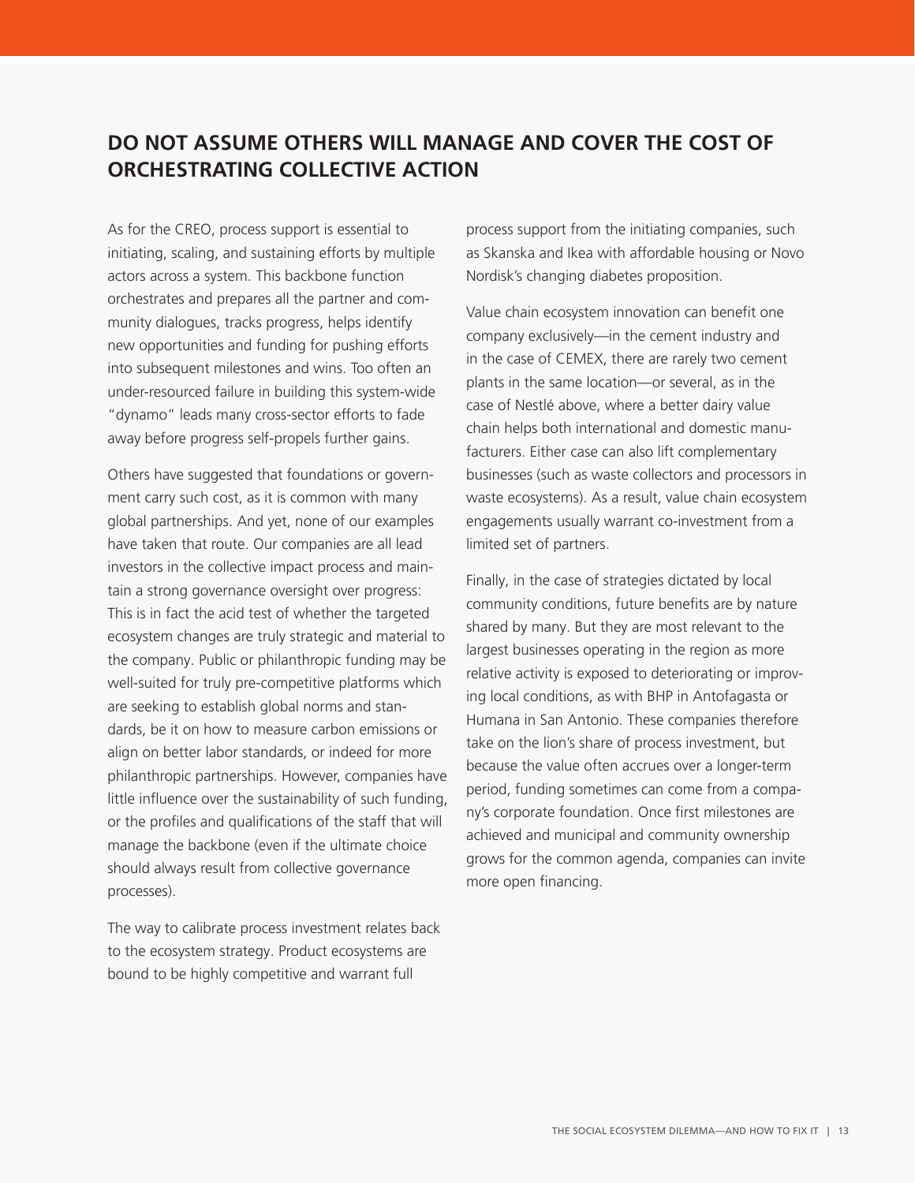## DO NOT ASSUME OTHERS WILL MANAGE AND COVER THE COST OF ORCHESTRATING COLLECTIVE ACTION

As for the CREO, process support is essential to initiating, scaling, and sustaining efforts by multiple actors across a system. This backbone function orchestrates and prepares all the partner and community dialogues, tracks progress, helps identify new opportunities and funding for pushing efforts into subsequent milestones and wins. Too often an under-resourced failure in building this system-wide "dynamo" leads many cross-sector efforts to fade away before progress self-propels further gains.

Others have suggested that foundations or government carry such cost, as it is common with many global partnerships. And yet, none of our examples have taken that route. Our companies are all lead investors in the collective impact process and maintain a strong governance oversight over progress: This is in fact the acid test of whether the targeted ecosystem changes are truly strategic and material to the company. Public or philanthropic funding may be well-suited for truly pre-competitive platforms which are seeking to establish global norms and standards, be it on how to measure carbon emissions or align on better labor standards, or indeed for more philanthropic partnerships. However, companies have little influence over the sustainability of such funding, or the profiles and qualifications of the staff that will manage the backbone (even if the ultimate choice should always result from collective governance processes).

The way to calibrate process investment relates back to the ecosystem strategy. Product ecosystems are bound to be highly competitive and warrant full process support from the initiating companies, such as Skanska and Ikea with affordable housing or Novo Nordisk's changing diabetes proposition.

Value chain ecosystem innovation can benefit one company exclusively—in the cement industry and in the case of CEMEX, there are rarely two cement plants in the same location—or several, as in the case of Nestlé above, where a better dairy value chain helps both international and domestic manufacturers. Either case can also lift complementary businesses (such as waste collectors and processors in waste ecosystems). As a result, value chain ecosystem engagements usually warrant co-investment from a limited set of partners.

Finally, in the case of strategies dictated by local community conditions, future benefits are by nature shared by many. But they are most relevant to the largest businesses operating in the region as more relative activity is exposed to deteriorating or improving local conditions, as with BHP in Antofagasta or Humana in San Antonio. These companies therefore take on the lion's share of process investment, but because the value often accrues over a longer-term period, funding sometimes can come from a company's corporate foundation. Once first milestones are achieved and municipal and community ownership grows for the common agenda, companies can invite more open financing.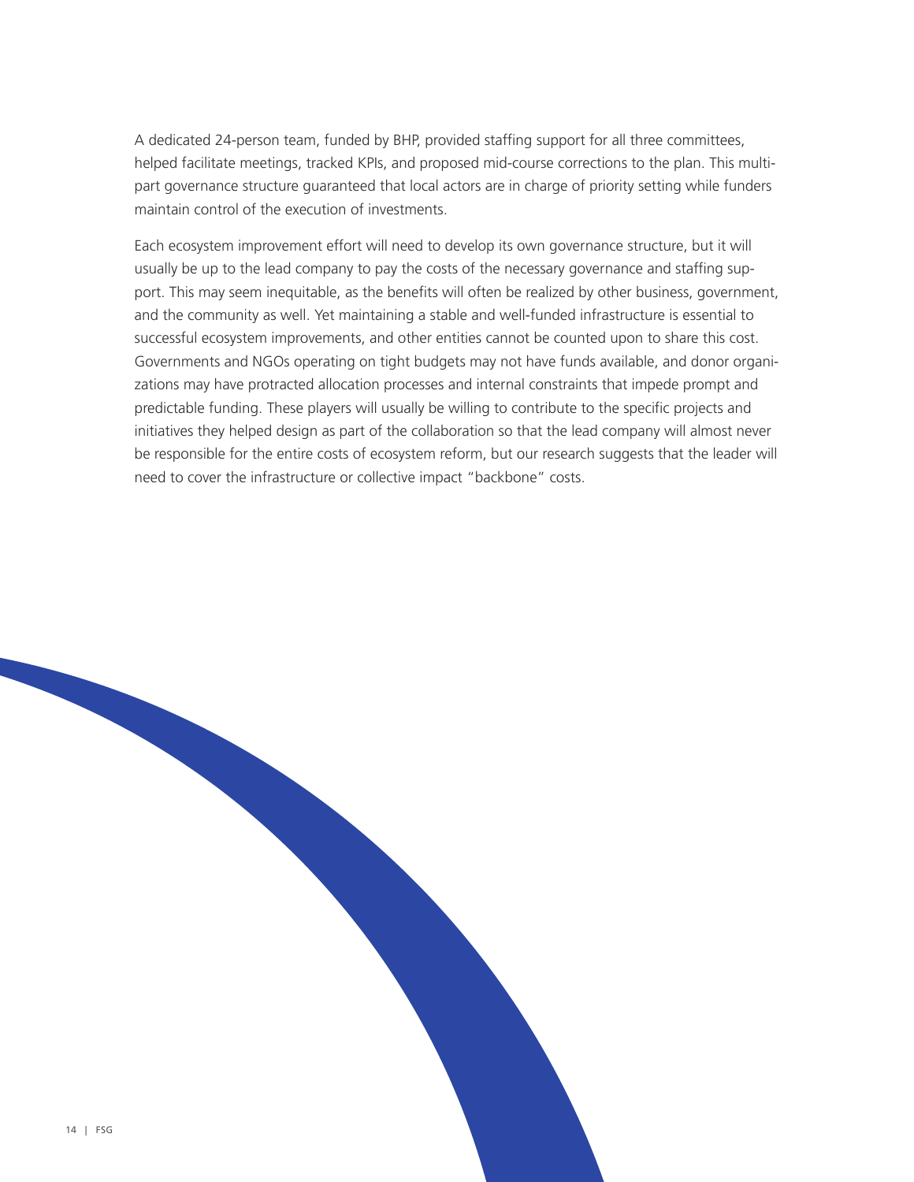A dedicated 24-person team, funded by BHP, provided staffing support for all three committees, helped facilitate meetings, tracked KPIs, and proposed mid-course corrections to the plan. This multi-part governance structure guaranteed that local actors are in charge of priority setting while funders maintain control of the execution of investments.

Each ecosystem improvement effort will need to develop its own governance structure, but it will usually be up to the lead company to pay the costs of the necessary governance and staffing support. This may seem inequitable, as the benefits will often be realized by other business, government, and the community as well. Yet maintaining a stable and well-funded infrastructure is essential to successful ecosystem improvements, and other entities cannot be counted upon to share this cost. Governments and NGOs operating on tight budgets may not have funds available, and donor organizations may have protracted allocation processes and internal constraints that impede prompt and predictable funding. These players will usually be willing to contribute to the specific projects and initiatives they helped design as part of the collaboration so that the lead company will almost never be responsible for the entire costs of ecosystem reform, but our research suggests that the leader will need to cover the infrastructure or collective impact "backbone" costs.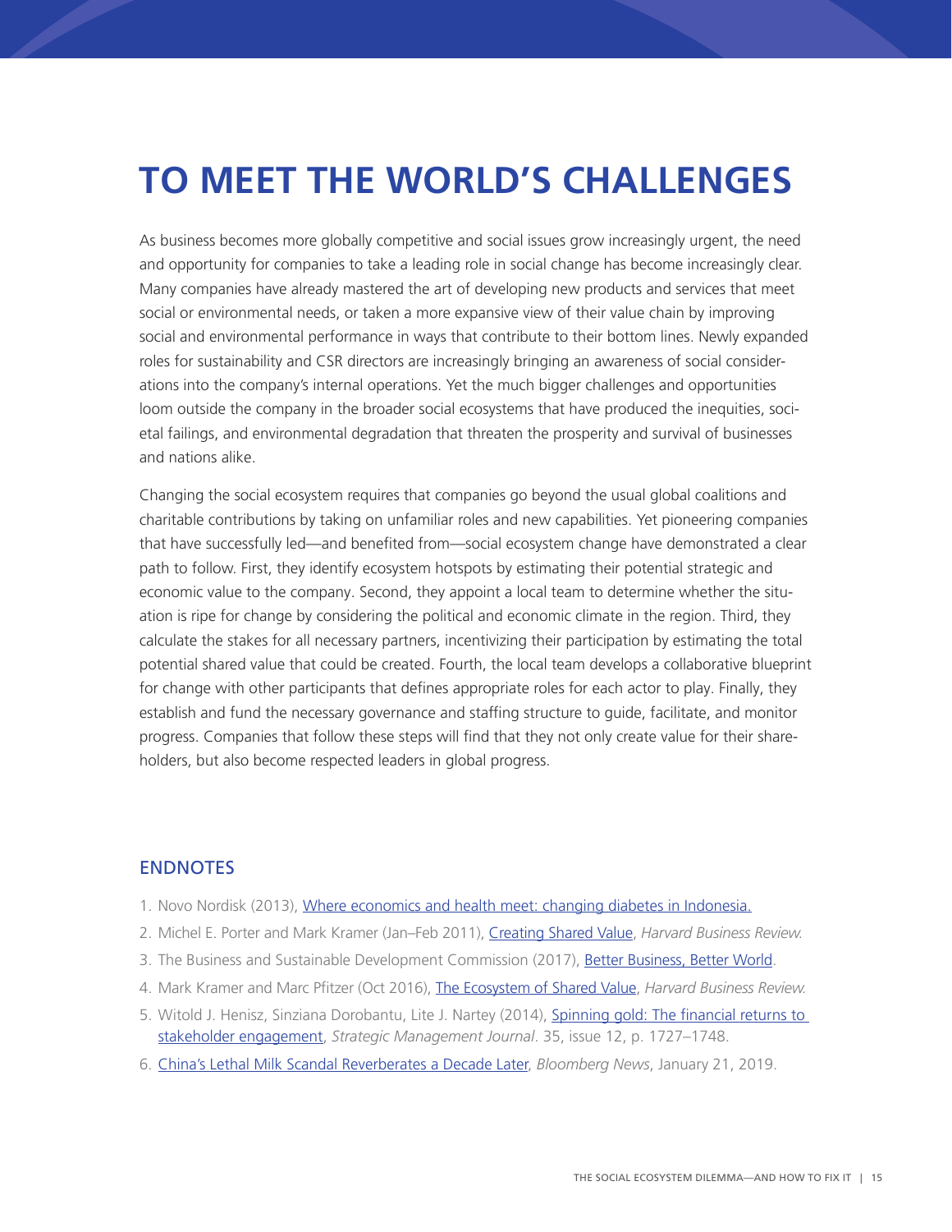# TO MEET THE WORLD'S CHALLENGES

As business becomes more globally competitive and social issues grow increasingly urgent, the need and opportunity for companies to take a leading role in social change has become increasingly clear. Many companies have already mastered the art of developing new products and services that meet social or environmental needs, or taken a more expansive view of their value chain by improving social and environmental performance in ways that contribute to their bottom lines. Newly expanded roles for sustainability and CSR directors are increasingly bringing an awareness of social considerations into the company's internal operations. Yet the much bigger challenges and opportunities loom outside the company in the broader social ecosystems that have produced the inequities, societal failings, and environmental degradation that threaten the prosperity and survival of businesses and nations alike.

Changing the social ecosystem requires that companies go beyond the usual global coalitions and charitable contributions by taking on unfamiliar roles and new capabilities. Yet pioneering companies that have successfully led—and benefited from—social ecosystem change have demonstrated a clear path to follow. First, they identify ecosystem hotspots by estimating their potential strategic and economic value to the company. Second, they appoint a local team to determine whether the situation is ripe for change by considering the political and economic climate in the region. Third, they calculate the stakes for all necessary partners, incentivizing their participation by estimating the total potential shared value that could be created. Fourth, the local team develops a collaborative blueprint for change with other participants that defines appropriate roles for each actor to play. Finally, they establish and fund the necessary governance and staffing structure to guide, facilitate, and monitor progress. Companies that follow these steps will find that they not only create value for their shareholders, but also become respected leaders in global progress.

## ENDNOTES

1. Novo Nordisk (2013), Where economics and health meet: changing diabetes in Indonesia.
2. Michel E. Porter and Mark Kramer (Jan–Feb 2011), Creating Shared Value, *Harvard Business Review.*
3. The Business and Sustainable Development Commission (2017), Better Business, Better World.
4. Mark Kramer and Marc Pfitzer (Oct 2016), The Ecosystem of Shared Value, *Harvard Business Review.*
5. Witold J. Henisz, Sinziana Dorobantu, Lite J. Nartey (2014), Spinning gold: The financial returns to stakeholder engagement, *Strategic Management Journal*. 35, issue 12, p. 1727–1748.
6. China's Lethal Milk Scandal Reverberates a Decade Later, *Bloomberg News*, January 21, 2019.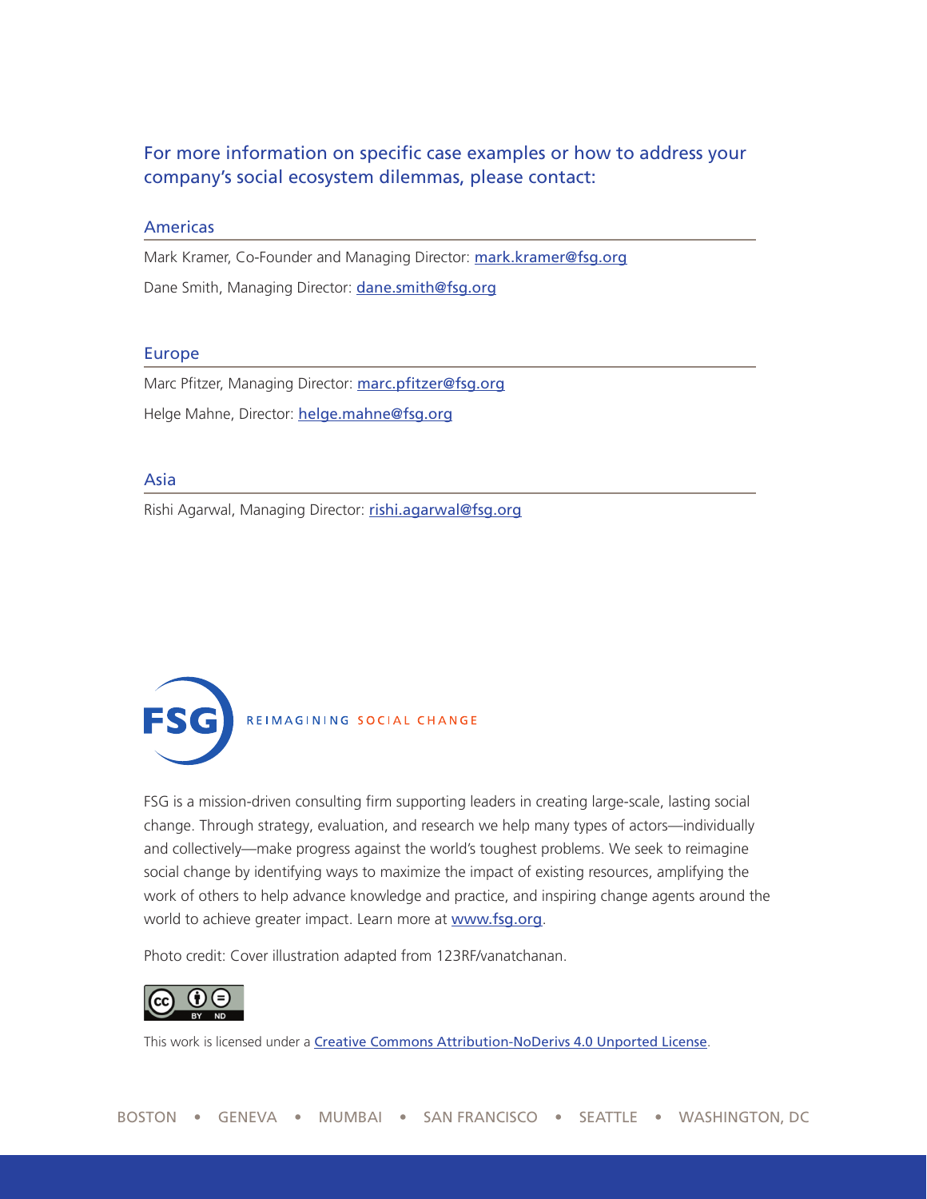For more information on specific case examples or how to address your company's social ecosystem dilemmas, please contact:

## Americas

Mark Kramer, Co-Founder and Managing Director: mark.kramer@fsg.org

Dane Smith, Managing Director: dane.smith@fsg.org

## Europe

Marc Pfitzer, Managing Director: marc.pfitzer@fsg.org

Helge Mahne, Director: helge.mahne@fsg.org

## Asia

Rishi Agarwal, Managing Director: rishi.agarwal@fsg.org

FSG REIMAGINING SOCIAL CHANGE

FSG is a mission-driven consulting firm supporting leaders in creating large-scale, lasting social change. Through strategy, evaluation, and research we help many types of actors—individually and collectively—make progress against the world's toughest problems. We seek to reimagine social change by identifying ways to maximize the impact of existing resources, amplifying the work of others to help advance knowledge and practice, and inspiring change agents around the world to achieve greater impact. Learn more at www.fsg.org.

Photo credit: Cover illustration adapted from 123RF/vanatchanan.

This work is licensed under a Creative Commons Attribution-NoDerivs 4.0 Unported License.

BOSTON • GENEVA • MUMBAI • SAN FRANCISCO • SEATTLE • WASHINGTON, DC